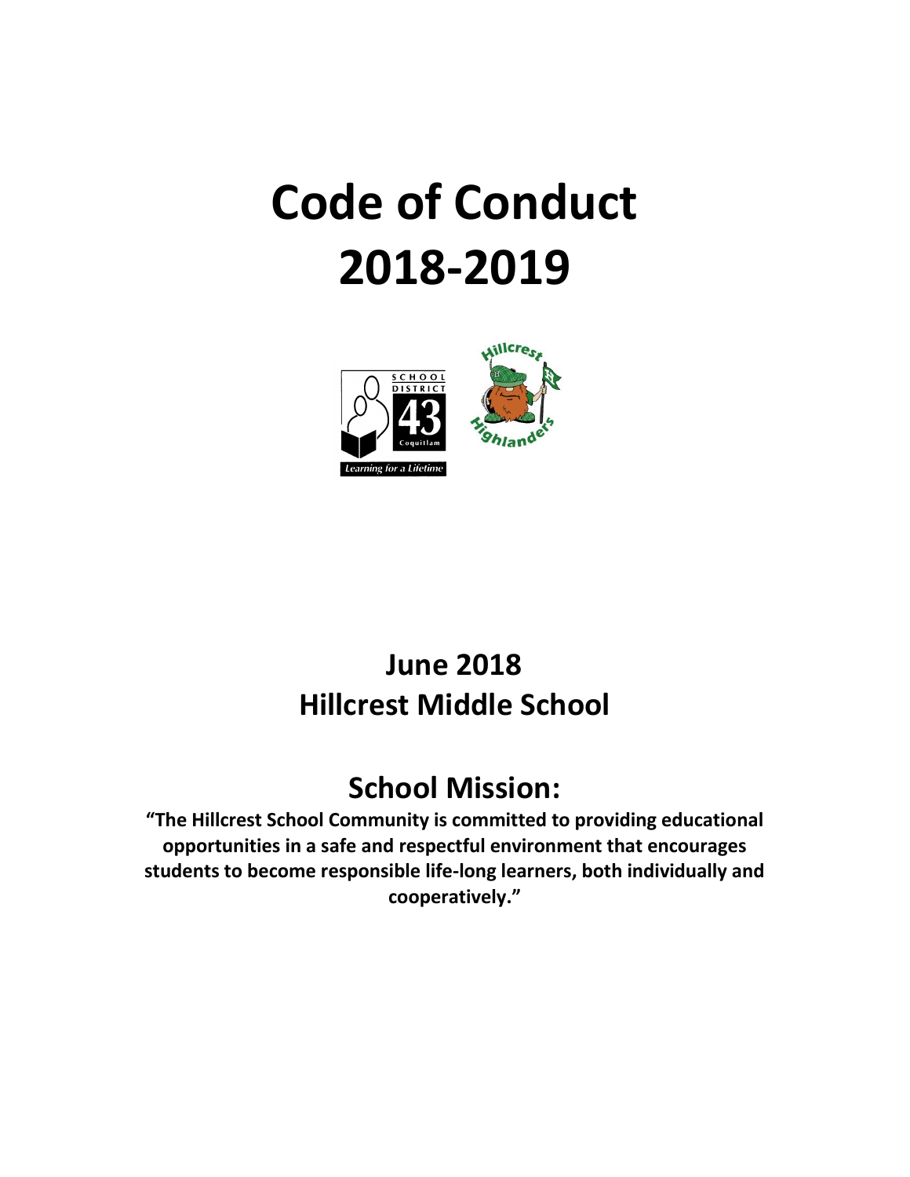# Code of Conduct 2018-2019

## June 2018
## Hillcrest Middle School

## School Mission:

**"The Hillcrest School Community is committed to providing educational opportunities in a safe and respectful environment that encourages students to become responsible life-long learners, both individually and cooperatively."**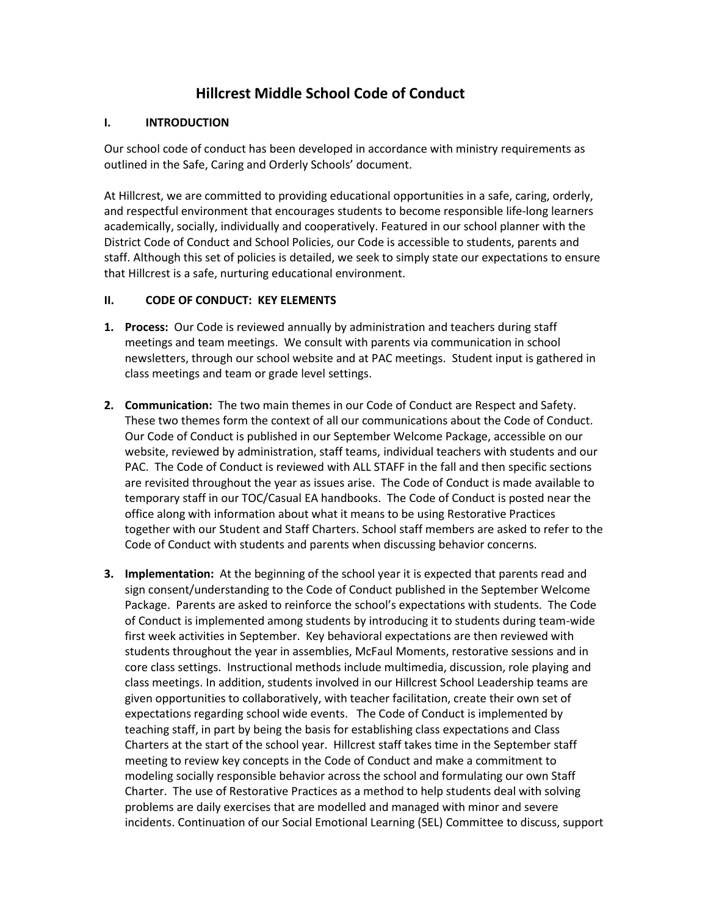# Hillcrest Middle School Code of Conduct

## I. INTRODUCTION

Our school code of conduct has been developed in accordance with ministry requirements as outlined in the Safe, Caring and Orderly Schools' document.

At Hillcrest, we are committed to providing educational opportunities in a safe, caring, orderly, and respectful environment that encourages students to become responsible life-long learners academically, socially, individually and cooperatively. Featured in our school planner with the District Code of Conduct and School Policies, our Code is accessible to students, parents and staff. Although this set of policies is detailed, we seek to simply state our expectations to ensure that Hillcrest is a safe, nurturing educational environment.

## II. CODE OF CONDUCT: KEY ELEMENTS

1. **Process:** Our Code is reviewed annually by administration and teachers during staff meetings and team meetings. We consult with parents via communication in school newsletters, through our school website and at PAC meetings. Student input is gathered in class meetings and team or grade level settings.

2. **Communication:** The two main themes in our Code of Conduct are Respect and Safety. These two themes form the context of all our communications about the Code of Conduct. Our Code of Conduct is published in our September Welcome Package, accessible on our website, reviewed by administration, staff teams, individual teachers with students and our PAC. The Code of Conduct is reviewed with ALL STAFF in the fall and then specific sections are revisited throughout the year as issues arise. The Code of Conduct is made available to temporary staff in our TOC/Casual EA handbooks. The Code of Conduct is posted near the office along with information about what it means to be using Restorative Practices together with our Student and Staff Charters. School staff members are asked to refer to the Code of Conduct with students and parents when discussing behavior concerns.

3. **Implementation:** At the beginning of the school year it is expected that parents read and sign consent/understanding to the Code of Conduct published in the September Welcome Package. Parents are asked to reinforce the school's expectations with students. The Code of Conduct is implemented among students by introducing it to students during team-wide first week activities in September. Key behavioral expectations are then reviewed with students throughout the year in assemblies, McFaul Moments, restorative sessions and in core class settings. Instructional methods include multimedia, discussion, role playing and class meetings. In addition, students involved in our Hillcrest School Leadership teams are given opportunities to collaboratively, with teacher facilitation, create their own set of expectations regarding school wide events. The Code of Conduct is implemented by teaching staff, in part by being the basis for establishing class expectations and Class Charters at the start of the school year. Hillcrest staff takes time in the September staff meeting to review key concepts in the Code of Conduct and make a commitment to modeling socially responsible behavior across the school and formulating our own Staff Charter. The use of Restorative Practices as a method to help students deal with solving problems are daily exercises that are modelled and managed with minor and severe incidents. Continuation of our Social Emotional Learning (SEL) Committee to discuss, support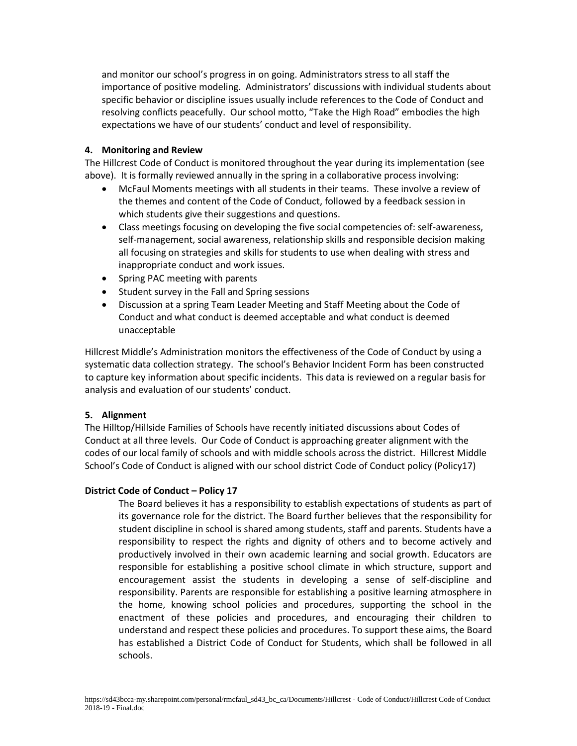and monitor our school's progress in on going. Administrators stress to all staff the importance of positive modeling. Administrators' discussions with individual students about specific behavior or discipline issues usually include references to the Code of Conduct and resolving conflicts peacefully. Our school motto, "Take the High Road" embodies the high expectations we have of our students' conduct and level of responsibility.

**4. Monitoring and Review**

The Hillcrest Code of Conduct is monitored throughout the year during its implementation (see above). It is formally reviewed annually in the spring in a collaborative process involving:

- McFaul Moments meetings with all students in their teams. These involve a review of the themes and content of the Code of Conduct, followed by a feedback session in which students give their suggestions and questions.
- Class meetings focusing on developing the five social competencies of: self-awareness, self-management, social awareness, relationship skills and responsible decision making all focusing on strategies and skills for students to use when dealing with stress and inappropriate conduct and work issues.
- Spring PAC meeting with parents
- Student survey in the Fall and Spring sessions
- Discussion at a spring Team Leader Meeting and Staff Meeting about the Code of Conduct and what conduct is deemed acceptable and what conduct is deemed unacceptable

Hillcrest Middle's Administration monitors the effectiveness of the Code of Conduct by using a systematic data collection strategy. The school's Behavior Incident Form has been constructed to capture key information about specific incidents. This data is reviewed on a regular basis for analysis and evaluation of our students' conduct.

**5. Alignment**

The Hilltop/Hillside Families of Schools have recently initiated discussions about Codes of Conduct at all three levels. Our Code of Conduct is approaching greater alignment with the codes of our local family of schools and with middle schools across the district. Hillcrest Middle School's Code of Conduct is aligned with our school district Code of Conduct policy (Policy17)

**District Code of Conduct – Policy 17**

The Board believes it has a responsibility to establish expectations of students as part of its governance role for the district. The Board further believes that the responsibility for student discipline in school is shared among students, staff and parents. Students have a responsibility to respect the rights and dignity of others and to become actively and productively involved in their own academic learning and social growth. Educators are responsible for establishing a positive school climate in which structure, support and encouragement assist the students in developing a sense of self-discipline and responsibility. Parents are responsible for establishing a positive learning atmosphere in the home, knowing school policies and procedures, supporting the school in the enactment of these policies and procedures, and encouraging their children to understand and respect these policies and procedures. To support these aims, the Board has established a District Code of Conduct for Students, which shall be followed in all schools.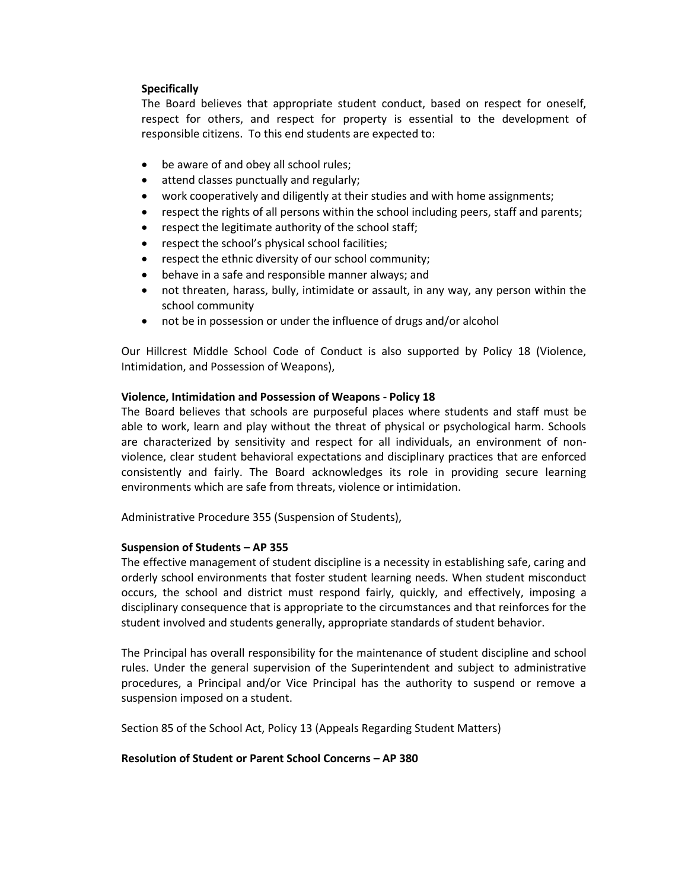**Specifically**

The Board believes that appropriate student conduct, based on respect for oneself, respect for others, and respect for property is essential to the development of responsible citizens. To this end students are expected to:

- be aware of and obey all school rules;
- attend classes punctually and regularly;
- work cooperatively and diligently at their studies and with home assignments;
- respect the rights of all persons within the school including peers, staff and parents;
- respect the legitimate authority of the school staff;
- respect the school's physical school facilities;
- respect the ethnic diversity of our school community;
- behave in a safe and responsible manner always; and
- not threaten, harass, bully, intimidate or assault, in any way, any person within the school community
- not be in possession or under the influence of drugs and/or alcohol

Our Hillcrest Middle School Code of Conduct is also supported by Policy 18 (Violence, Intimidation, and Possession of Weapons),

**Violence, Intimidation and Possession of Weapons - Policy 18**

The Board believes that schools are purposeful places where students and staff must be able to work, learn and play without the threat of physical or psychological harm. Schools are characterized by sensitivity and respect for all individuals, an environment of non-violence, clear student behavioral expectations and disciplinary practices that are enforced consistently and fairly. The Board acknowledges its role in providing secure learning environments which are safe from threats, violence or intimidation.

Administrative Procedure 355 (Suspension of Students),

**Suspension of Students – AP 355**

The effective management of student discipline is a necessity in establishing safe, caring and orderly school environments that foster student learning needs. When student misconduct occurs, the school and district must respond fairly, quickly, and effectively, imposing a disciplinary consequence that is appropriate to the circumstances and that reinforces for the student involved and students generally, appropriate standards of student behavior.

The Principal has overall responsibility for the maintenance of student discipline and school rules. Under the general supervision of the Superintendent and subject to administrative procedures, a Principal and/or Vice Principal has the authority to suspend or remove a suspension imposed on a student.

Section 85 of the School Act, Policy 13 (Appeals Regarding Student Matters)

**Resolution of Student or Parent School Concerns – AP 380**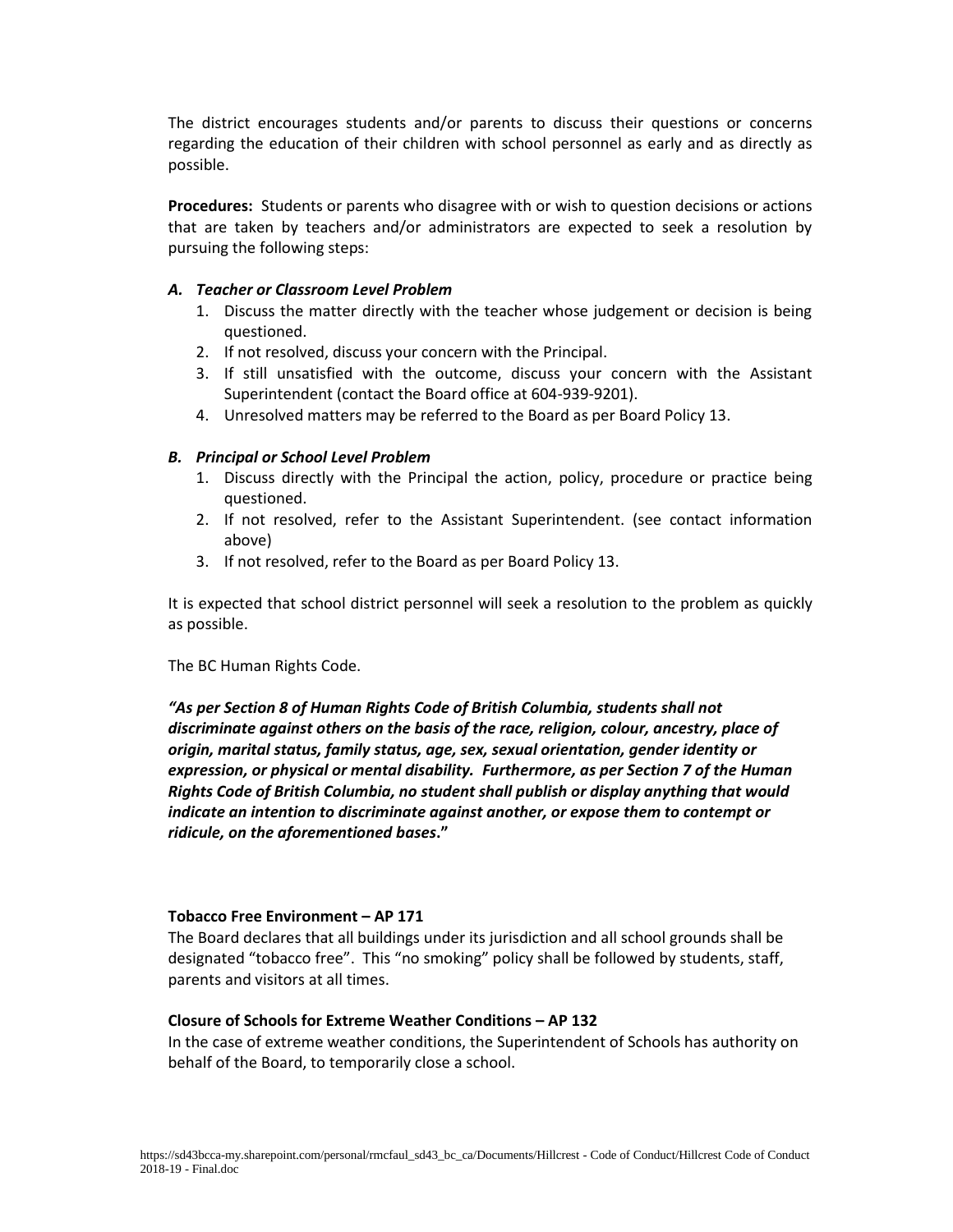The district encourages students and/or parents to discuss their questions or concerns regarding the education of their children with school personnel as early and as directly as possible.

**Procedures:** Students or parents who disagree with or wish to question decisions or actions that are taken by teachers and/or administrators are expected to seek a resolution by pursuing the following steps:

### *A. Teacher or Classroom Level Problem*

1. Discuss the matter directly with the teacher whose judgement or decision is being questioned.
2. If not resolved, discuss your concern with the Principal.
3. If still unsatisfied with the outcome, discuss your concern with the Assistant Superintendent (contact the Board office at 604-939-9201).
4. Unresolved matters may be referred to the Board as per Board Policy 13.

### *B. Principal or School Level Problem*

1. Discuss directly with the Principal the action, policy, procedure or practice being questioned.
2. If not resolved, refer to the Assistant Superintendent. (see contact information above)
3. If not resolved, refer to the Board as per Board Policy 13.

It is expected that school district personnel will seek a resolution to the problem as quickly as possible.

The BC Human Rights Code.

***"As per Section 8 of Human Rights Code of British Columbia, students shall not discriminate against others on the basis of the race, religion, colour, ancestry, place of origin, marital status, family status, age, sex, sexual orientation, gender identity or expression, or physical or mental disability. Furthermore, as per Section 7 of the Human Rights Code of British Columbia, no student shall publish or display anything that would indicate an intention to discriminate against another, or expose them to contempt or ridicule, on the aforementioned bases."***

**Tobacco Free Environment – AP 171**

The Board declares that all buildings under its jurisdiction and all school grounds shall be designated "tobacco free". This "no smoking" policy shall be followed by students, staff, parents and visitors at all times.

**Closure of Schools for Extreme Weather Conditions – AP 132**

In the case of extreme weather conditions, the Superintendent of Schools has authority on behalf of the Board, to temporarily close a school.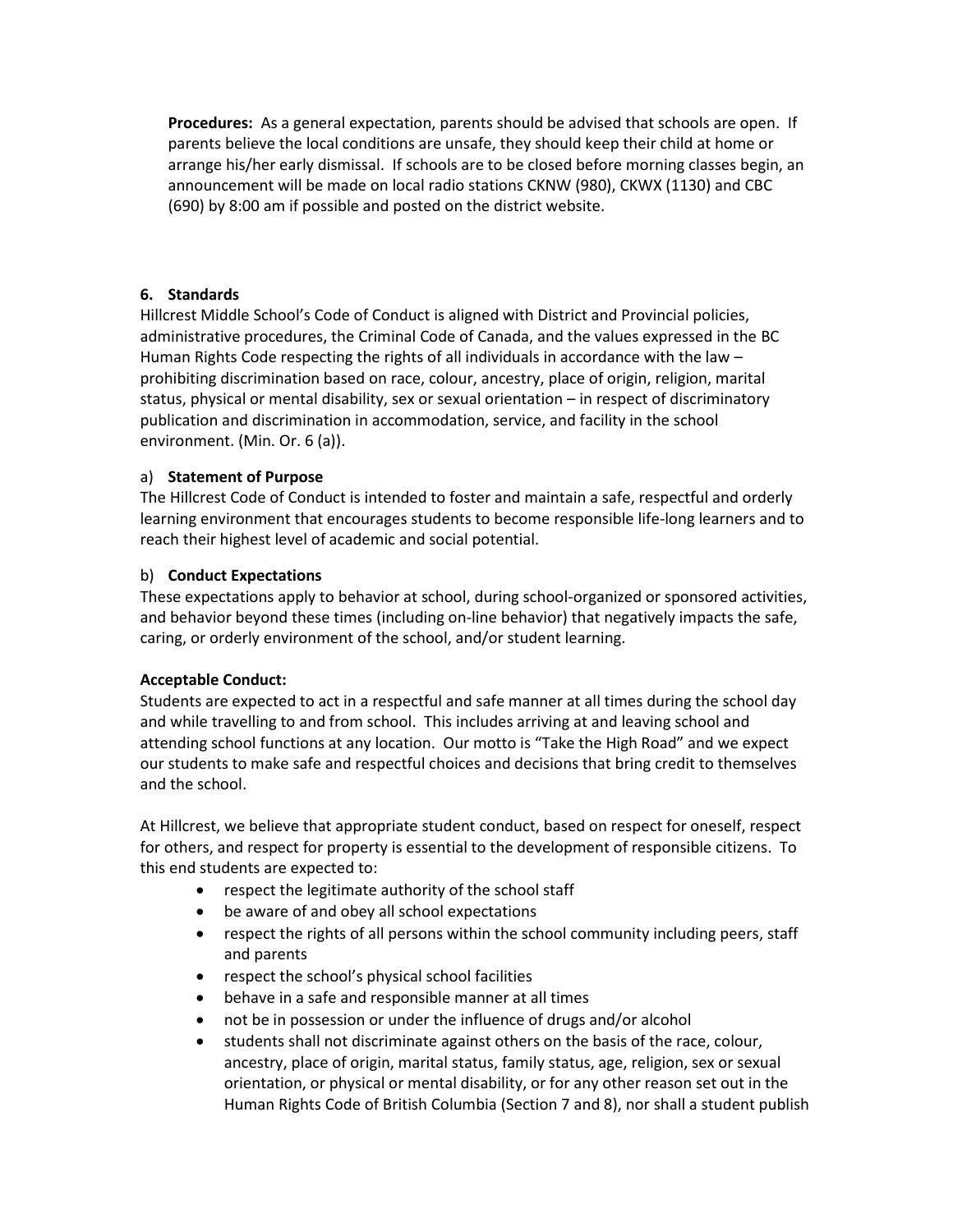**Procedures:** As a general expectation, parents should be advised that schools are open. If parents believe the local conditions are unsafe, they should keep their child at home or arrange his/her early dismissal. If schools are to be closed before morning classes begin, an announcement will be made on local radio stations CKNW (980), CKWX (1130) and CBC (690) by 8:00 am if possible and posted on the district website.

## 6. Standards

Hillcrest Middle School's Code of Conduct is aligned with District and Provincial policies, administrative procedures, the Criminal Code of Canada, and the values expressed in the BC Human Rights Code respecting the rights of all individuals in accordance with the law – prohibiting discrimination based on race, colour, ancestry, place of origin, religion, marital status, physical or mental disability, sex or sexual orientation – in respect of discriminatory publication and discrimination in accommodation, service, and facility in the school environment. (Min. Or. 6 (a)).

### a) Statement of Purpose

The Hillcrest Code of Conduct is intended to foster and maintain a safe, respectful and orderly learning environment that encourages students to become responsible life-long learners and to reach their highest level of academic and social potential.

### b) Conduct Expectations

These expectations apply to behavior at school, during school-organized or sponsored activities, and behavior beyond these times (including on-line behavior) that negatively impacts the safe, caring, or orderly environment of the school, and/or student learning.

**Acceptable Conduct:**

Students are expected to act in a respectful and safe manner at all times during the school day and while travelling to and from school. This includes arriving at and leaving school and attending school functions at any location. Our motto is "Take the High Road" and we expect our students to make safe and respectful choices and decisions that bring credit to themselves and the school.

At Hillcrest, we believe that appropriate student conduct, based on respect for oneself, respect for others, and respect for property is essential to the development of responsible citizens. To this end students are expected to:

- respect the legitimate authority of the school staff
- be aware of and obey all school expectations
- respect the rights of all persons within the school community including peers, staff and parents
- respect the school's physical school facilities
- behave in a safe and responsible manner at all times
- not be in possession or under the influence of drugs and/or alcohol
- students shall not discriminate against others on the basis of the race, colour, ancestry, place of origin, marital status, family status, age, religion, sex or sexual orientation, or physical or mental disability, or for any other reason set out in the Human Rights Code of British Columbia (Section 7 and 8), nor shall a student publish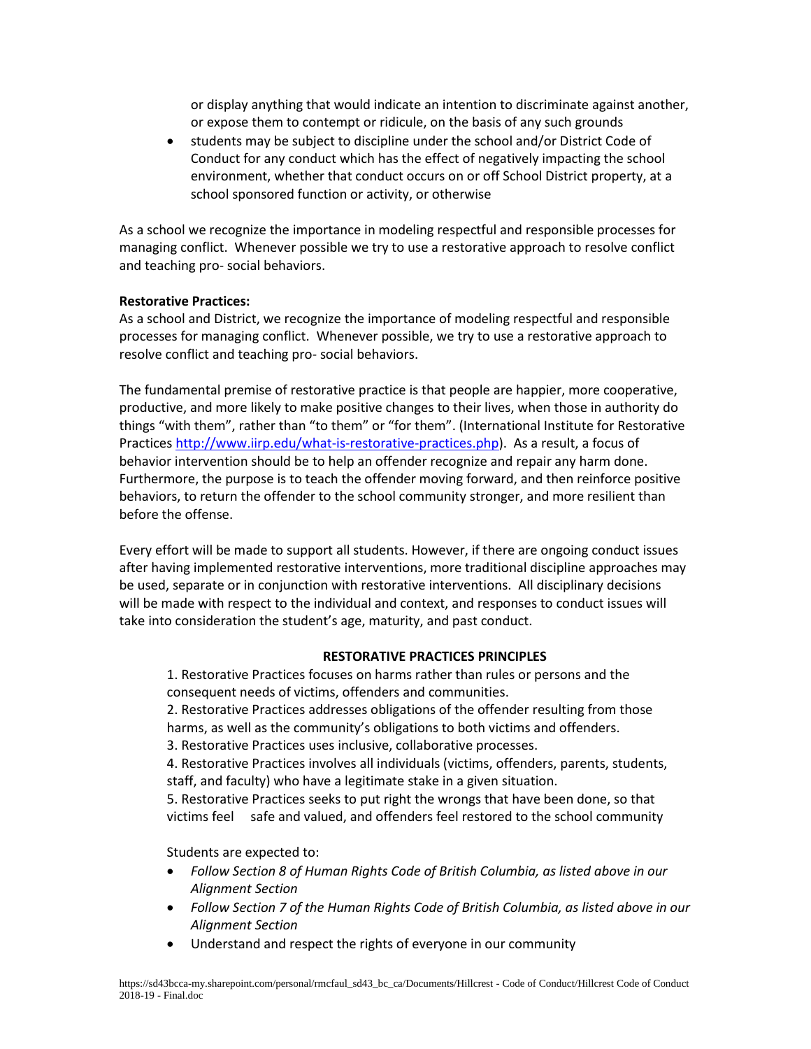or display anything that would indicate an intention to discriminate against another, or expose them to contempt or ridicule, on the basis of any such grounds

- students may be subject to discipline under the school and/or District Code of Conduct for any conduct which has the effect of negatively impacting the school environment, whether that conduct occurs on or off School District property, at a school sponsored function or activity, or otherwise

As a school we recognize the importance in modeling respectful and responsible processes for managing conflict. Whenever possible we try to use a restorative approach to resolve conflict and teaching pro- social behaviors.

**Restorative Practices:**

As a school and District, we recognize the importance of modeling respectful and responsible processes for managing conflict. Whenever possible, we try to use a restorative approach to resolve conflict and teaching pro- social behaviors.

The fundamental premise of restorative practice is that people are happier, more cooperative, productive, and more likely to make positive changes to their lives, when those in authority do things "with them", rather than "to them" or "for them". (International Institute for Restorative Practices http://www.iirp.edu/what-is-restorative-practices.php). As a result, a focus of behavior intervention should be to help an offender recognize and repair any harm done. Furthermore, the purpose is to teach the offender moving forward, and then reinforce positive behaviors, to return the offender to the school community stronger, and more resilient than before the offense.

Every effort will be made to support all students. However, if there are ongoing conduct issues after having implemented restorative interventions, more traditional discipline approaches may be used, separate or in conjunction with restorative interventions. All disciplinary decisions will be made with respect to the individual and context, and responses to conduct issues will take into consideration the student's age, maturity, and past conduct.

**RESTORATIVE PRACTICES PRINCIPLES**

1. Restorative Practices focuses on harms rather than rules or persons and the consequent needs of victims, offenders and communities.
2. Restorative Practices addresses obligations of the offender resulting from those harms, as well as the community's obligations to both victims and offenders.
3. Restorative Practices uses inclusive, collaborative processes.
4. Restorative Practices involves all individuals (victims, offenders, parents, students, staff, and faculty) who have a legitimate stake in a given situation.
5. Restorative Practices seeks to put right the wrongs that have been done, so that victims feel safe and valued, and offenders feel restored to the school community

Students are expected to:

- *Follow Section 8 of Human Rights Code of British Columbia, as listed above in our Alignment Section*
- *Follow Section 7 of the Human Rights Code of British Columbia, as listed above in our Alignment Section*
- Understand and respect the rights of everyone in our community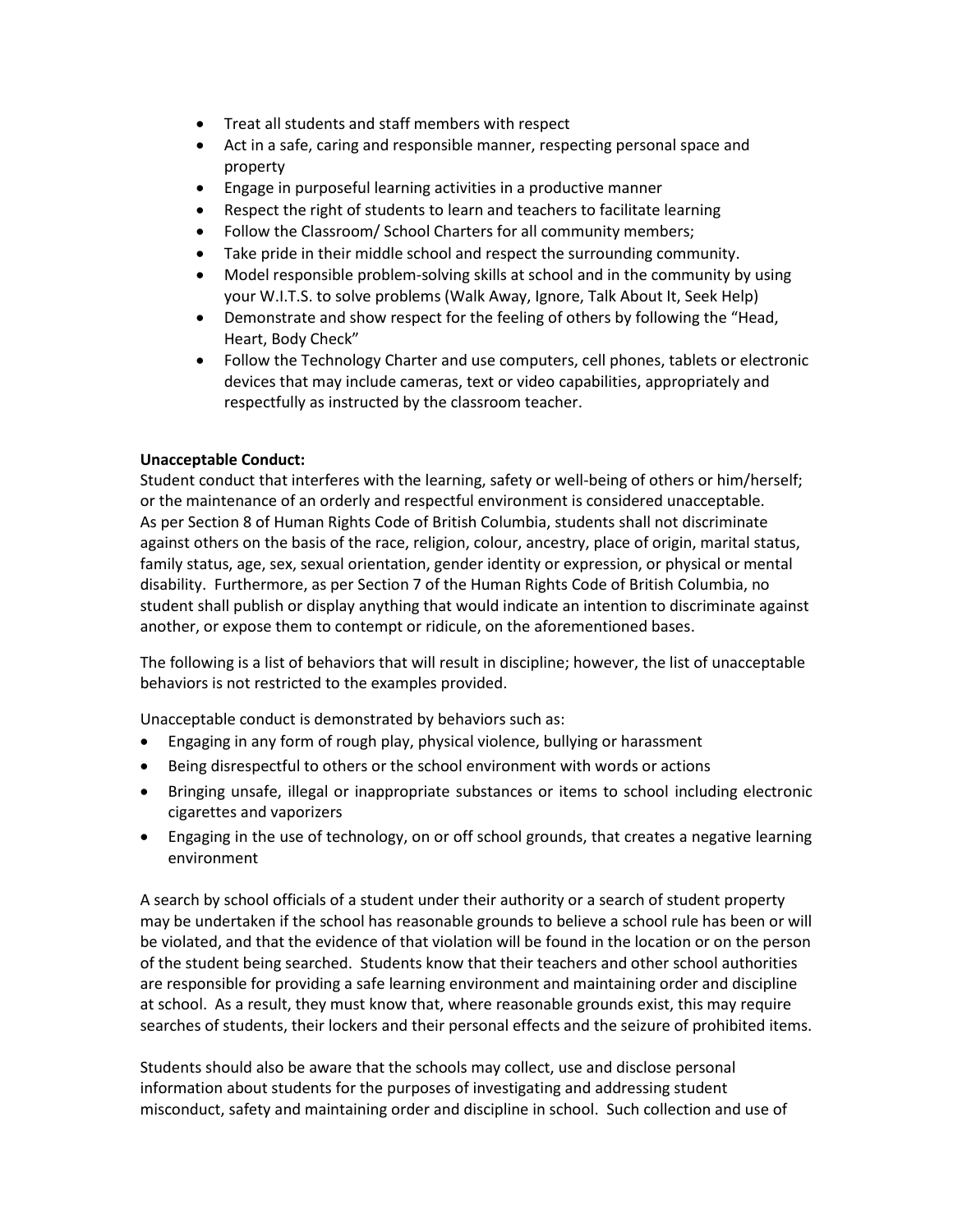- Treat all students and staff members with respect
- Act in a safe, caring and responsible manner, respecting personal space and property
- Engage in purposeful learning activities in a productive manner
- Respect the right of students to learn and teachers to facilitate learning
- Follow the Classroom/ School Charters for all community members;
- Take pride in their middle school and respect the surrounding community.
- Model responsible problem-solving skills at school and in the community by using your W.I.T.S. to solve problems (Walk Away, Ignore, Talk About It, Seek Help)
- Demonstrate and show respect for the feeling of others by following the "Head, Heart, Body Check"
- Follow the Technology Charter and use computers, cell phones, tablets or electronic devices that may include cameras, text or video capabilities, appropriately and respectfully as instructed by the classroom teacher.

**Unacceptable Conduct:**

Student conduct that interferes with the learning, safety or well-being of others or him/herself; or the maintenance of an orderly and respectful environment is considered unacceptable. As per Section 8 of Human Rights Code of British Columbia, students shall not discriminate against others on the basis of the race, religion, colour, ancestry, place of origin, marital status, family status, age, sex, sexual orientation, gender identity or expression, or physical or mental disability. Furthermore, as per Section 7 of the Human Rights Code of British Columbia, no student shall publish or display anything that would indicate an intention to discriminate against another, or expose them to contempt or ridicule, on the aforementioned bases.

The following is a list of behaviors that will result in discipline; however, the list of unacceptable behaviors is not restricted to the examples provided.

Unacceptable conduct is demonstrated by behaviors such as:

- Engaging in any form of rough play, physical violence, bullying or harassment
- Being disrespectful to others or the school environment with words or actions
- Bringing unsafe, illegal or inappropriate substances or items to school including electronic cigarettes and vaporizers
- Engaging in the use of technology, on or off school grounds, that creates a negative learning environment

A search by school officials of a student under their authority or a search of student property may be undertaken if the school has reasonable grounds to believe a school rule has been or will be violated, and that the evidence of that violation will be found in the location or on the person of the student being searched. Students know that their teachers and other school authorities are responsible for providing a safe learning environment and maintaining order and discipline at school. As a result, they must know that, where reasonable grounds exist, this may require searches of students, their lockers and their personal effects and the seizure of prohibited items.

Students should also be aware that the schools may collect, use and disclose personal information about students for the purposes of investigating and addressing student misconduct, safety and maintaining order and discipline in school. Such collection and use of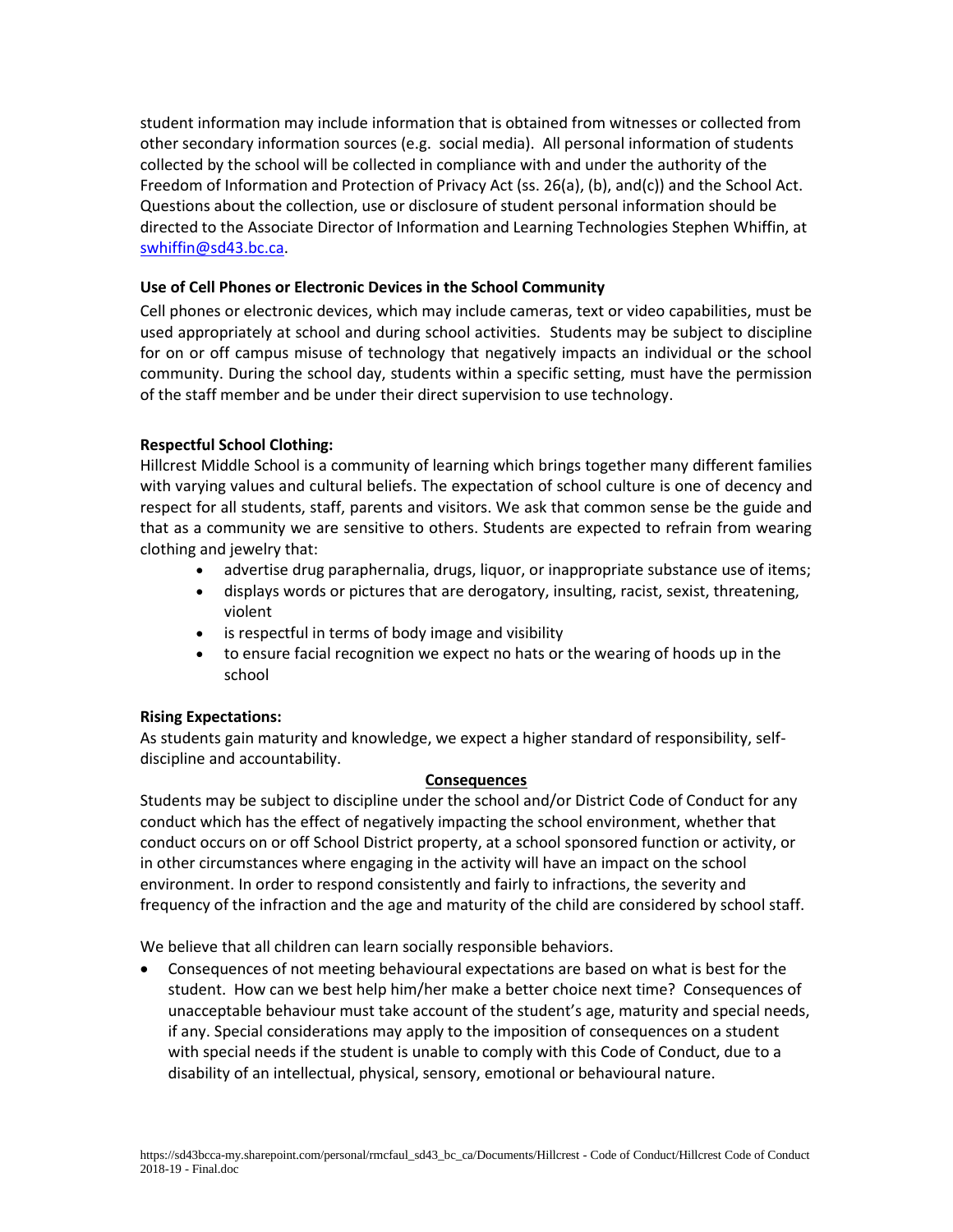student information may include information that is obtained from witnesses or collected from other secondary information sources (e.g. social media). All personal information of students collected by the school will be collected in compliance with and under the authority of the Freedom of Information and Protection of Privacy Act (ss. 26(a), (b), and(c)) and the School Act. Questions about the collection, use or disclosure of student personal information should be directed to the Associate Director of Information and Learning Technologies Stephen Whiffin, at swhiffin@sd43.bc.ca.

**Use of Cell Phones or Electronic Devices in the School Community**

Cell phones or electronic devices, which may include cameras, text or video capabilities, must be used appropriately at school and during school activities. Students may be subject to discipline for on or off campus misuse of technology that negatively impacts an individual or the school community. During the school day, students within a specific setting, must have the permission of the staff member and be under their direct supervision to use technology.

**Respectful School Clothing:**

Hillcrest Middle School is a community of learning which brings together many different families with varying values and cultural beliefs. The expectation of school culture is one of decency and respect for all students, staff, parents and visitors. We ask that common sense be the guide and that as a community we are sensitive to others. Students are expected to refrain from wearing clothing and jewelry that:

- advertise drug paraphernalia, drugs, liquor, or inappropriate substance use of items;
- displays words or pictures that are derogatory, insulting, racist, sexist, threatening, violent
- is respectful in terms of body image and visibility
- to ensure facial recognition we expect no hats or the wearing of hoods up in the school

**Rising Expectations:**

As students gain maturity and knowledge, we expect a higher standard of responsibility, self-discipline and accountability.

## Consequences

Students may be subject to discipline under the school and/or District Code of Conduct for any conduct which has the effect of negatively impacting the school environment, whether that conduct occurs on or off School District property, at a school sponsored function or activity, or in other circumstances where engaging in the activity will have an impact on the school environment. In order to respond consistently and fairly to infractions, the severity and frequency of the infraction and the age and maturity of the child are considered by school staff.

We believe that all children can learn socially responsible behaviors.

- Consequences of not meeting behavioural expectations are based on what is best for the student. How can we best help him/her make a better choice next time? Consequences of unacceptable behaviour must take account of the student's age, maturity and special needs, if any. Special considerations may apply to the imposition of consequences on a student with special needs if the student is unable to comply with this Code of Conduct, due to a disability of an intellectual, physical, sensory, emotional or behavioural nature.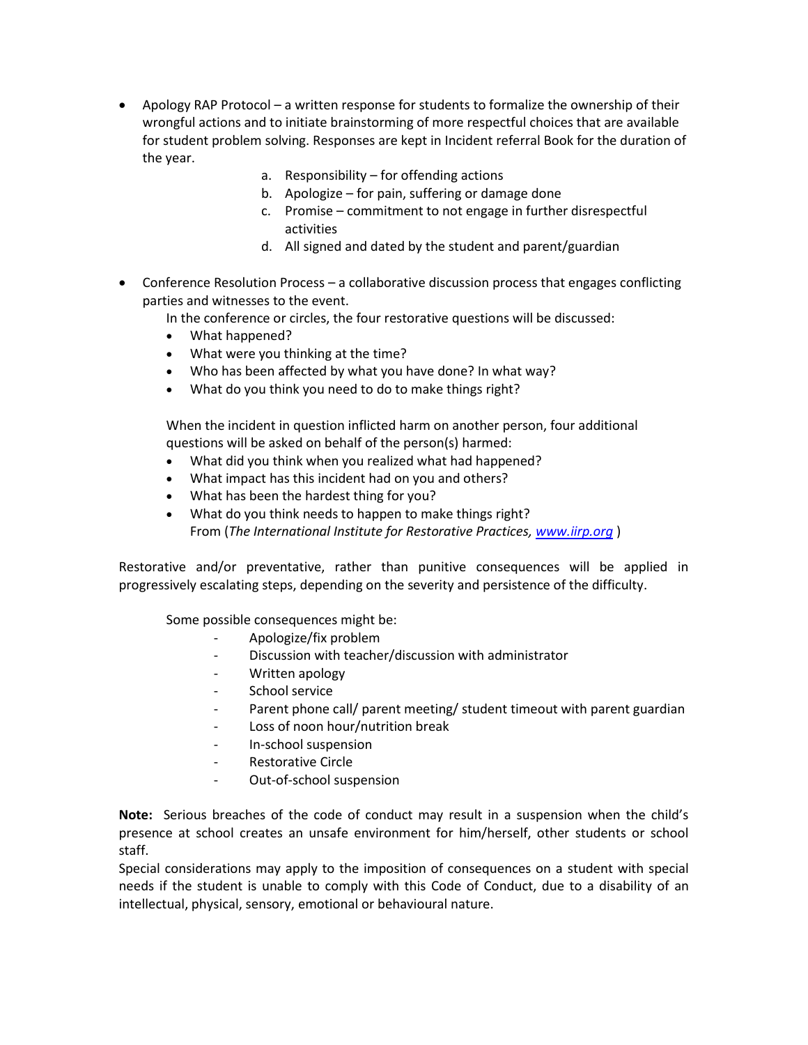- Apology RAP Protocol – a written response for students to formalize the ownership of their wrongful actions and to initiate brainstorming of more respectful choices that are available for student problem solving. Responses are kept in Incident referral Book for the duration of the year.
    a. Responsibility – for offending actions
    b. Apologize – for pain, suffering or damage done
    c. Promise – commitment to not engage in further disrespectful activities
    d. All signed and dated by the student and parent/guardian

- Conference Resolution Process – a collaborative discussion process that engages conflicting parties and witnesses to the event.

  In the conference or circles, the four restorative questions will be discussed:
  - What happened?
  - What were you thinking at the time?
  - Who has been affected by what you have done? In what way?
  - What do you think you need to do to make things right?

  When the incident in question inflicted harm on another person, four additional questions will be asked on behalf of the person(s) harmed:
  - What did you think when you realized what had happened?
  - What impact has this incident had on you and others?
  - What has been the hardest thing for you?
  - What do you think needs to happen to make things right?
    From (*The International Institute for Restorative Practices, www.iirp.org* )

Restorative and/or preventative, rather than punitive consequences will be applied in progressively escalating steps, depending on the severity and persistence of the difficulty.

Some possible consequences might be:

- Apologize/fix problem
- Discussion with teacher/discussion with administrator
- Written apology
- School service
- Parent phone call/ parent meeting/ student timeout with parent guardian
- Loss of noon hour/nutrition break
- In-school suspension
- Restorative Circle
- Out-of-school suspension

**Note:** Serious breaches of the code of conduct may result in a suspension when the child's presence at school creates an unsafe environment for him/herself, other students or school staff.

Special considerations may apply to the imposition of consequences on a student with special needs if the student is unable to comply with this Code of Conduct, due to a disability of an intellectual, physical, sensory, emotional or behavioural nature.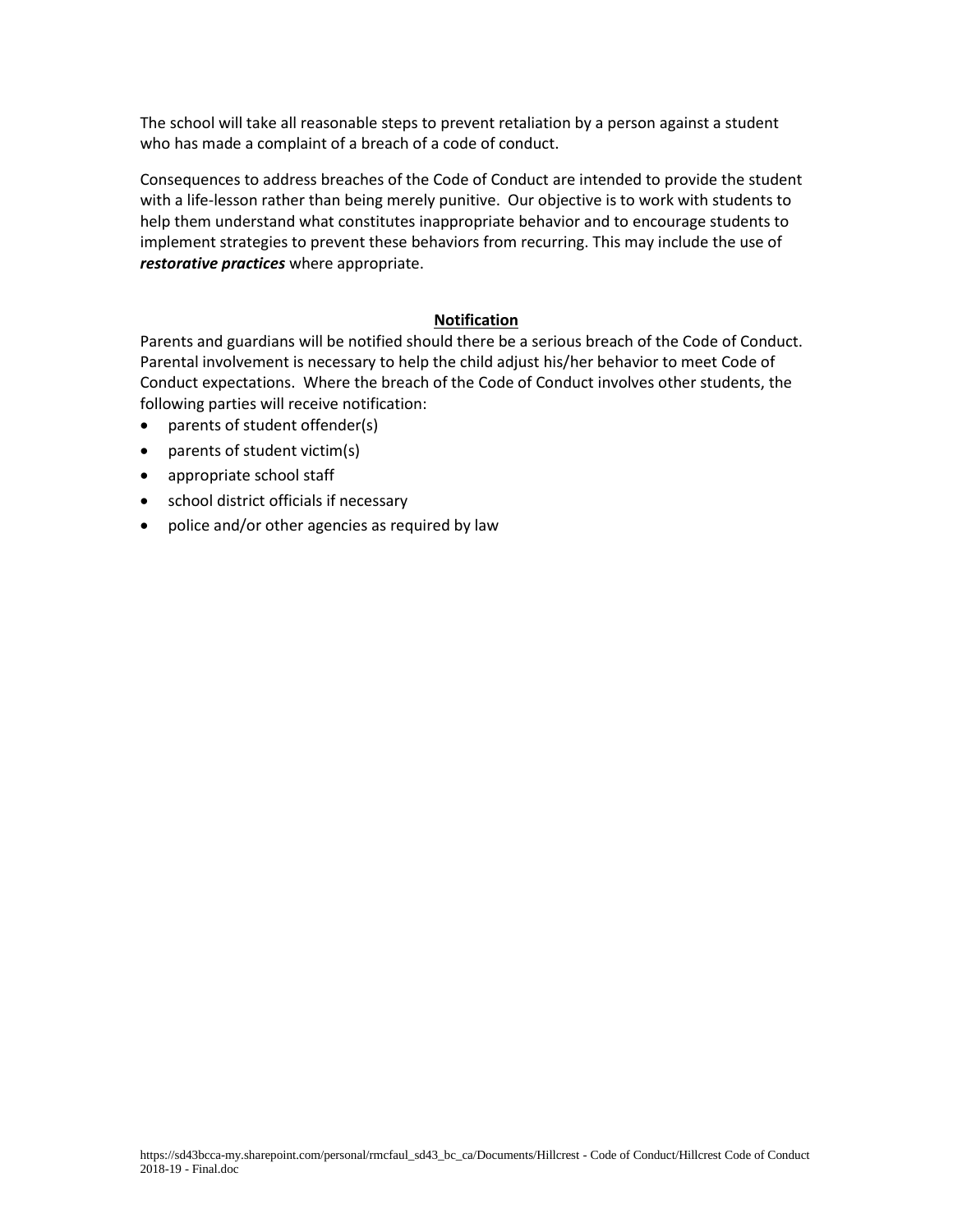The school will take all reasonable steps to prevent retaliation by a person against a student who has made a complaint of a breach of a code of conduct.

Consequences to address breaches of the Code of Conduct are intended to provide the student with a life-lesson rather than being merely punitive. Our objective is to work with students to help them understand what constitutes inappropriate behavior and to encourage students to implement strategies to prevent these behaviors from recurring. This may include the use of ***restorative practices*** where appropriate.

## Notification

Parents and guardians will be notified should there be a serious breach of the Code of Conduct. Parental involvement is necessary to help the child adjust his/her behavior to meet Code of Conduct expectations. Where the breach of the Code of Conduct involves other students, the following parties will receive notification:

- parents of student offender(s)
- parents of student victim(s)
- appropriate school staff
- school district officials if necessary
- police and/or other agencies as required by law